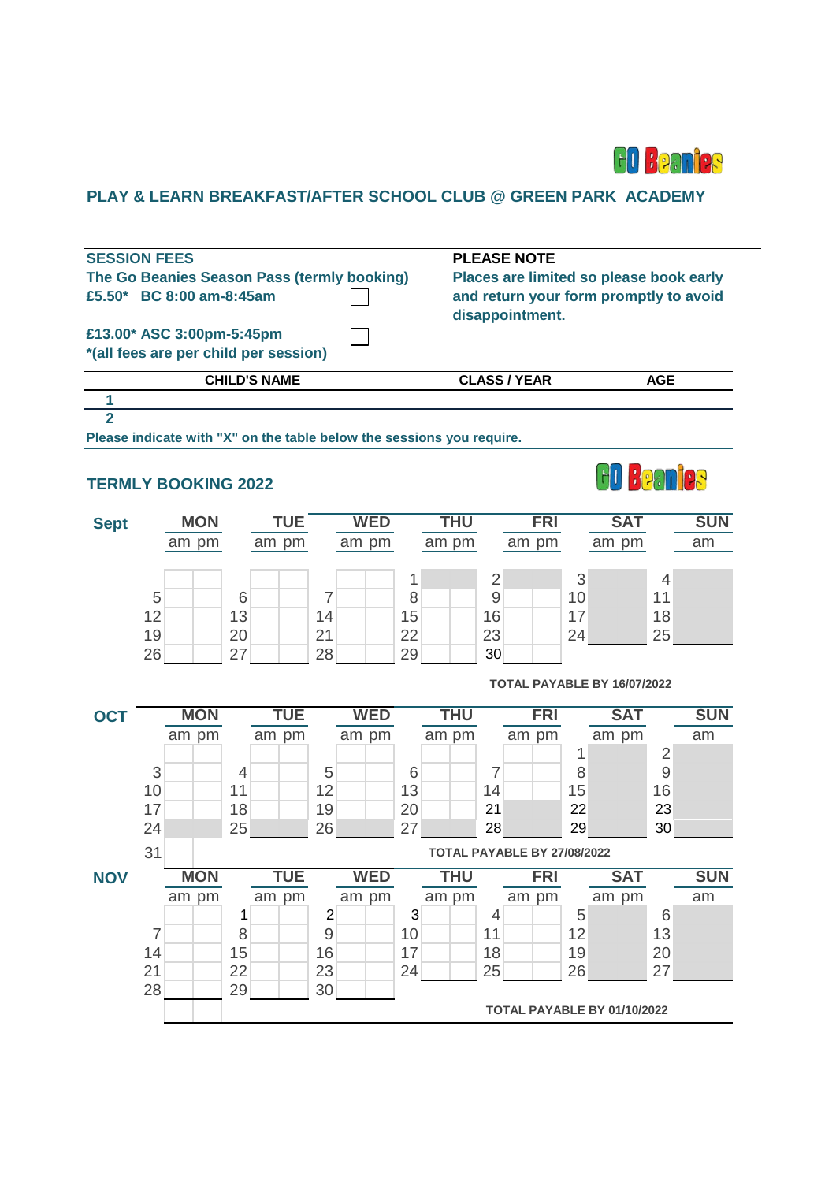GO Beanies

## PLAY & LEARN BREAKFAST/AFTER SCHOOL CLUB @ GREEN PARK ACADEMY

**SESSION FEES**
**The Go Beanies Season Pass (termly booking)**
**£5.50* BC 8:00 am-8:45am** ☐

**£13.00* ASC 3:00pm-5:45pm** ☐
***(all fees are per child per session)**

**PLEASE NOTE**
**Places are limited so please book early and return your form promptly to avoid disappointment.**

| | CHILD'S NAME | CLASS / YEAR | AGE |
|---|---|---|---|
| 1 | | | |
| 2 | | | |

**Please indicate with "X" on the table below the sessions you require.**

## TERMLY BOOKING 2022

GO Beanies

**Sept**

| MON | | | TUE | | | WED | | | THU | | | FRI | | | SAT | | | SUN | |
|---|---|---|---|---|---|---|---|---|---|---|---|---|---|---|---|---|---|---|---|
| | am | pm | | am | pm | | am | pm | | am | pm | | am | pm | | am | pm | | am |
| | | | | | | | | | 1 | | | 2 | | | 3 | | | 4 | |
| 5 | | | 6 | | | 7 | | | 8 | | | 9 | | | 10 | | | 11 | |
| 12 | | | 13 | | | 14 | | | 15 | | | 16 | | | 17 | | | 18 | |
| 19 | | | 20 | | | 21 | | | 22 | | | 23 | | | 24 | | | 25 | |
| 26 | | | 27 | | | 28 | | | 29 | | | 30 | | | | | | | |

**TOTAL PAYABLE BY 16/07/2022**

**OCT**

| MON | | | TUE | | | WED | | | THU | | | FRI | | | SAT | | | SUN | |
|---|---|---|---|---|---|---|---|---|---|---|---|---|---|---|---|---|---|---|---|
| | am | pm | | am | pm | | am | pm | | am | pm | | am | pm | | am | pm | | am |
| | | | | | | | | | | | | | | | 1 | | | 2 | |
| 3 | | | 4 | | | 5 | | | 6 | | | 7 | | | 8 | | | 9 | |
| 10 | | | 11 | | | 12 | | | 13 | | | 14 | | | 15 | | | 16 | |
| 17 | | | 18 | | | 19 | | | 20 | | | 21 | | | 22 | | | 23 | |
| 24 | | | 25 | | | 26 | | | 27 | | | 28 | | | 29 | | | 30 | |
| 31 | | | | | | | | | | | | | | | | | | | |

**TOTAL PAYABLE BY 27/08/2022**

**NOV**

| MON | | | TUE | | | WED | | | THU | | | FRI | | | SAT | | | SUN | |
|---|---|---|---|---|---|---|---|---|---|---|---|---|---|---|---|---|---|---|---|
| | am | pm | | am | pm | | am | pm | | am | pm | | am | pm | | am | pm | | am |
| | | | 1 | | | 2 | | | 3 | | | 4 | | | 5 | | | 6 | |
| 7 | | | 8 | | | 9 | | | 10 | | | 11 | | | 12 | | | 13 | |
| 14 | | | 15 | | | 16 | | | 17 | | | 18 | | | 19 | | | 20 | |
| 21 | | | 22 | | | 23 | | | 24 | | | 25 | | | 26 | | | 27 | |
| 28 | | | 29 | | | 30 | | | | | | | | | | | | | |

**TOTAL PAYABLE BY 01/10/2022**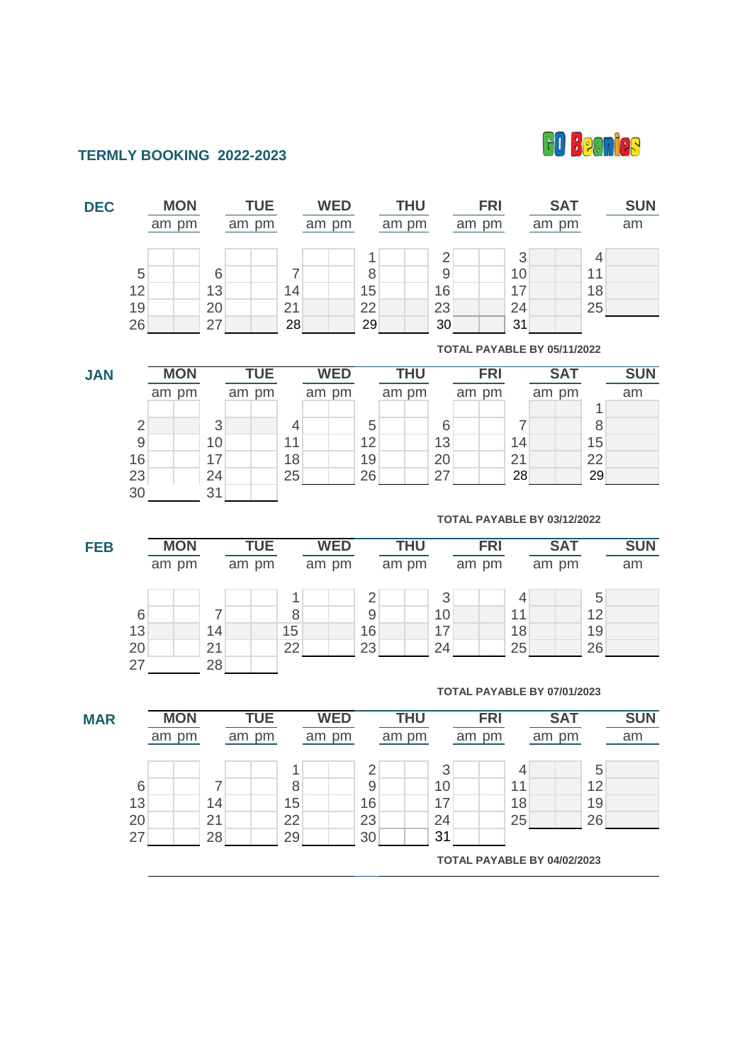**TERMLY BOOKING 2022-2023**

GO Beanies

## DEC

| MON | | | TUE | | | WED | | | THU | | | FRI | | | SAT | | | SUN | |
|---|---|---|---|---|---|---|---|---|---|---|---|---|---|---|---|---|---|---|---|
| | am | pm | | am | pm | | am | pm | | am | pm | | am | pm | | am | pm | | am |
| | | | | | | | | | 1 | | | 2 | | | 3 | | | 4 | |
| 5 | | | 6 | | | 7 | | | 8 | | | 9 | | | 10 | | | 11 | |
| 12 | | | 13 | | | 14 | | | 15 | | | 16 | | | 17 | | | 18 | |
| 19 | | | 20 | | | 21 | | | 22 | | | 23 | | | 24 | | | 25 | |
| 26 | | | 27 | | | 28 | | | 29 | | | 30 | | | 31 | | | | |

**TOTAL PAYABLE BY 05/11/2022**

## JAN

| MON | | | TUE | | | WED | | | THU | | | FRI | | | SAT | | | SUN | |
|---|---|---|---|---|---|---|---|---|---|---|---|---|---|---|---|---|---|---|---|
| | am | pm | | am | pm | | am | pm | | am | pm | | am | pm | | am | pm | | am |
| | | | | | | | | | | | | | | | | | | 1 | |
| 2 | | | 3 | | | 4 | | | 5 | | | 6 | | | 7 | | | 8 | |
| 9 | | | 10 | | | 11 | | | 12 | | | 13 | | | 14 | | | 15 | |
| 16 | | | 17 | | | 18 | | | 19 | | | 20 | | | 21 | | | 22 | |
| 23 | | | 24 | | | 25 | | | 26 | | | 27 | | | 28 | | | 29 | |
| 30 | | | 31 | | | | | | | | | | | | | | | | |

**TOTAL PAYABLE BY 03/12/2022**

## FEB

| MON | | | TUE | | | WED | | | THU | | | FRI | | | SAT | | | SUN | |
|---|---|---|---|---|---|---|---|---|---|---|---|---|---|---|---|---|---|---|---|
| | am | pm | | am | pm | | am | pm | | am | pm | | am | pm | | am | pm | | am |
| | | | | | | 1 | | | 2 | | | 3 | | | 4 | | | 5 | |
| 6 | | | 7 | | | 8 | | | 9 | | | 10 | | | 11 | | | 12 | |
| 13 | | | 14 | | | 15 | | | 16 | | | 17 | | | 18 | | | 19 | |
| 20 | | | 21 | | | 22 | | | 23 | | | 24 | | | 25 | | | 26 | |
| 27 | | | 28 | | | | | | | | | | | | | | | | |

**TOTAL PAYABLE BY 07/01/2023**

## MAR

| MON | | | TUE | | | WED | | | THU | | | FRI | | | SAT | | | SUN | |
|---|---|---|---|---|---|---|---|---|---|---|---|---|---|---|---|---|---|---|---|
| | am | pm | | am | pm | | am | pm | | am | pm | | am | pm | | am | pm | | am |
| | | | | | | 1 | | | 2 | | | 3 | | | 4 | | | 5 | |
| 6 | | | 7 | | | 8 | | | 9 | | | 10 | | | 11 | | | 12 | |
| 13 | | | 14 | | | 15 | | | 16 | | | 17 | | | 18 | | | 19 | |
| 20 | | | 21 | | | 22 | | | 23 | | | 24 | | | 25 | | | 26 | |
| 27 | | | 28 | | | 29 | | | 30 | | | 31 | | | | | | | |

**TOTAL PAYABLE BY 04/02/2023**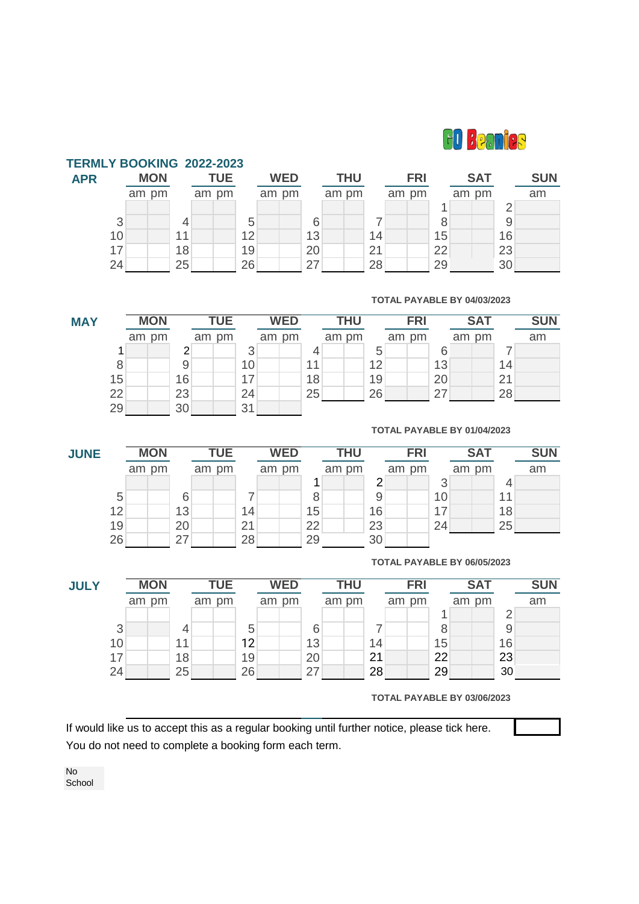GO Beanies

## TERMLY BOOKING 2022-2023

### APR

| MON | | | TUE | | | WED | | | THU | | | FRI | | | SAT | | | SUN | |
|---|---|---|---|---|---|---|---|---|---|---|---|---|---|---|---|---|---|---|---|
| | am | pm | | am | pm | | am | pm | | am | pm | | am | pm | | am | pm | | am |
| | | | | | | | | | | | | | | | 1 | | | 2 | |
| 3 | | | 4 | | | 5 | | | 6 | | | 7 | | | 8 | | | 9 | |
| 10 | | | 11 | | | 12 | | | 13 | | | 14 | | | 15 | | | 16 | |
| 17 | | | 18 | | | 19 | | | 20 | | | 21 | | | 22 | | | 23 | |
| 24 | | | 25 | | | 26 | | | 27 | | | 28 | | | 29 | | | 30 | |

**TOTAL PAYABLE BY 04/03/2023**

### MAY

| MON | | | TUE | | | WED | | | THU | | | FRI | | | SAT | | | SUN | |
|---|---|---|---|---|---|---|---|---|---|---|---|---|---|---|---|---|---|---|---|
| | am | pm | | am | pm | | am | pm | | am | pm | | am | pm | | am | pm | | am |
| 1 | | | 2 | | | 3 | | | 4 | | | 5 | | | 6 | | | 7 | |
| 8 | | | 9 | | | 10 | | | 11 | | | 12 | | | 13 | | | 14 | |
| 15 | | | 16 | | | 17 | | | 18 | | | 19 | | | 20 | | | 21 | |
| 22 | | | 23 | | | 24 | | | 25 | | | 26 | | | 27 | | | 28 | |
| 29 | | | 30 | | | 31 | | | | | | | | | | | | | |

**TOTAL PAYABLE BY 01/04/2023**

### JUNE

| MON | | | TUE | | | WED | | | THU | | | FRI | | | SAT | | | SUN | |
|---|---|---|---|---|---|---|---|---|---|---|---|---|---|---|---|---|---|---|---|
| | am | pm | | am | pm | | am | pm | | am | pm | | am | pm | | am | pm | | am |
| | | | | | | | | | 1 | | | 2 | | | 3 | | | 4 | |
| 5 | | | 6 | | | 7 | | | 8 | | | 9 | | | 10 | | | 11 | |
| 12 | | | 13 | | | 14 | | | 15 | | | 16 | | | 17 | | | 18 | |
| 19 | | | 20 | | | 21 | | | 22 | | | 23 | | | 24 | | | 25 | |
| 26 | | | 27 | | | 28 | | | 29 | | | 30 | | | | | | | |

**TOTAL PAYABLE BY 06/05/2023**

### JULY

| MON | | | TUE | | | WED | | | THU | | | FRI | | | SAT | | | SUN | |
|---|---|---|---|---|---|---|---|---|---|---|---|---|---|---|---|---|---|---|---|
| | am | pm | | am | pm | | am | pm | | am | pm | | am | pm | | am | pm | | am |
| | | | | | | | | | | | | | | | 1 | | | 2 | |
| 3 | | | 4 | | | 5 | | | 6 | | | 7 | | | 8 | | | 9 | |
| 10 | | | 11 | | | 12 | | | 13 | | | 14 | | | 15 | | | 16 | |
| 17 | | | 18 | | | 19 | | | 20 | | | 21 | | | 22 | | | 23 | |
| 24 | | | 25 | | | 26 | | | 27 | | | 28 | | | 29 | | | 30 | |

**TOTAL PAYABLE BY 03/06/2023**

If would like us to accept this as a regular booking until further notice, please tick here. ☐

You do not need to complete a booking form each term.

No School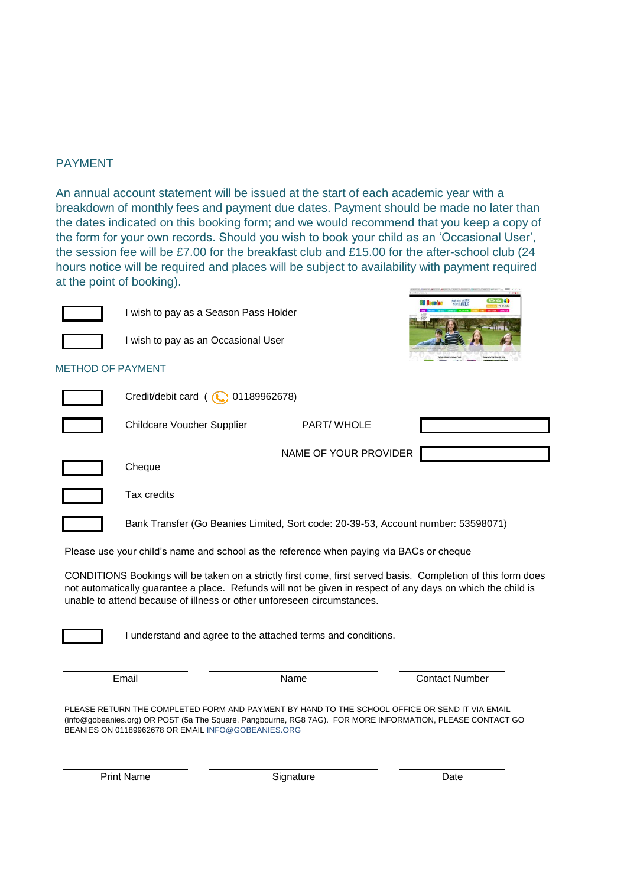## PAYMENT

An annual account statement will be issued at the start of each academic year with a breakdown of monthly fees and payment due dates. Payment should be made no later than the dates indicated on this booking form; and we would recommend that you keep a copy of the form for your own records. Should you wish to book your child as an 'Occasional User', the session fee will be £7.00 for the breakfast club and £15.00 for the after-school club (24 hours notice will be required and places will be subject to availability with payment required at the point of booking).

☐ I wish to pay as a Season Pass Holder

☐ I wish to pay as an Occasional User

### METHOD OF PAYMENT

☐ Credit/debit card ( 01189962678)

☐ Childcare Voucher Supplier PART/ WHOLE ________

NAME OF YOUR PROVIDER ________

☐ Cheque

☐ Tax credits

☐ Bank Transfer (Go Beanies Limited, Sort code: 20-39-53, Account number: 53598071)

Please use your child's name and school as the reference when paying via BACs or cheque

CONDITIONS Bookings will be taken on a strictly first come, first served basis. Completion of this form does not automatically guarantee a place. Refunds will not be given in respect of any days on which the child is unable to attend because of illness or other unforeseen circumstances.

☐ I understand and agree to the attached terms and conditions.

| Email | Name | Contact Number |
|---|---|---|
| | | |

PLEASE RETURN THE COMPLETED FORM AND PAYMENT BY HAND TO THE SCHOOL OFFICE OR SEND IT VIA EMAIL (info@gobeanies.org) OR POST (5a The Square, Pangbourne, RG8 7AG). FOR MORE INFORMATION, PLEASE CONTACT GO BEANIES ON 01189962678 OR EMAIL INFO@GOBEANIES.ORG

| Print Name | Signature | Date |
|---|---|---|
| | | |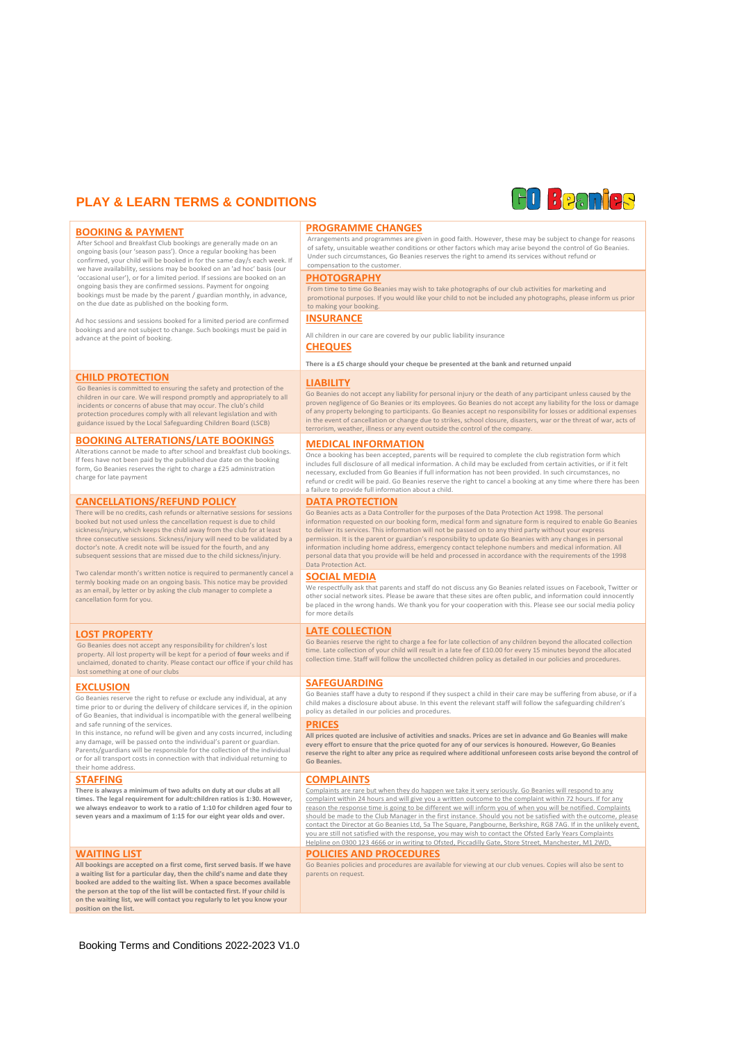# PLAY & LEARN TERMS & CONDITIONS

GO Beanies

## BOOKING & PAYMENT

After School and Breakfast Club bookings are generally made on an ongoing basis (our 'season pass'). Once a regular booking has been confirmed, your child will be booked in for the same day/s each week. If we have availability, sessions may be booked on an 'ad hoc' basis (our 'occasional user'), or for a limited period. If sessions are booked on an ongoing basis they are confirmed sessions. Payment for ongoing bookings must be made by the parent / guardian monthly, in advance, on the due date as published on the booking form.

Ad hoc sessions and sessions booked for a limited period are confirmed bookings and are not subject to change. Such bookings must be paid in advance at the point of booking.

## CHILD PROTECTION

Go Beanies is committed to ensuring the safety and protection of the children in our care. We will respond promptly and appropriately to all incidents or concerns of abuse that may occur. The club's child protection procedures comply with all relevant legislation and with guidance issued by the Local Safeguarding Children Board (LSCB)

## BOOKING ALTERATIONS/LATE BOOKINGS

Alterations cannot be made to after school and breakfast club bookings. If fees have not been paid by the published due date on the booking form, Go Beanies reserves the right to charge a £25 administration charge for late payment

## CANCELLATIONS/REFUND POLICY

There will be no credits, cash refunds or alternative sessions for sessions booked but not used unless the cancellation request is due to child sickness/injury, which keeps the child away from the club for at least three consecutive sessions. Sickness/injury will need to be validated by a doctor's note. A credit note will be issued for the fourth, and any subsequent sessions that are missed due to the child sickness/injury.

Two calendar month's written notice is required to permanently cancel a termly booking made on an ongoing basis. This notice may be provided as an email, by letter or by asking the club manager to complete a cancellation form for you.

## LOST PROPERTY

Go Beanies does not accept any responsibility for children's lost property. All lost property will be kept for a period of **four** weeks and if unclaimed, donated to charity. Please contact our office if your child has lost something at one of our clubs

## EXCLUSION

Go Beanies reserve the right to refuse or exclude any individual, at any time prior to or during the delivery of childcare services if, in the opinion of Go Beanies, that individual is incompatible with the general wellbeing and safe running of the services.

In this instance, no refund will be given and any costs incurred, including any damage, will be passed onto the individual's parent or guardian. Parents/guardians will be responsible for the collection of the individual or for all transport costs in connection with that individual returning to their home address.

## STAFFING

**There is always a minimum of two adults on duty at our clubs at all times. The legal requirement for adult:children ratios is 1:30. However, we always endeavor to work to a ratio of 1:10 for children aged four to seven years and a maximum of 1:15 for our eight year olds and over.**

## WAITING LIST

**All bookings are accepted on a first come, first served basis. If we have a waiting list for a particular day, then the child's name and date they booked are added to the waiting list. When a space becomes available the person at the top of the list will be contacted first. If your child is on the waiting list, we will contact you regularly to let you know your position on the list.**

## PROGRAMME CHANGES

Arrangements and programmes are given in good faith. However, these may be subject to change for reasons of safety, unsuitable weather conditions or other factors which may arise beyond the control of Go Beanies. Under such circumstances, Go Beanies reserves the right to amend its services without refund or compensation to the customer.

## PHOTOGRAPHY

From time to time Go Beanies may wish to take photographs of our club activities for marketing and promotional purposes. If you would like your child to not be included any photographs, please inform us prior to making your booking.

## INSURANCE

All children in our care are covered by our public liability insurance

## CHEQUES

**There is a £5 charge should your cheque be presented at the bank and returned unpaid**

## LIABILITY

Go Beanies do not accept any liability for personal injury or the death of any participant unless caused by the proven negligence of Go Beanies or its employees. Go Beanies do not accept any liability for the loss or damage of any property belonging to participants. Go Beanies accept no responsibility for losses or additional expenses in the event of cancellation or change due to strikes, school closure, disasters, war or the threat of war, acts of terrorism, weather, illness or any event outside the control of the company.

## MEDICAL INFORMATION

Once a booking has been accepted, parents will be required to complete the club registration form which includes full disclosure of all medical information. A child may be excluded from certain activities, or if it felt necessary, excluded from Go Beanies if full information has not been provided. In such circumstances, no refund or credit will be paid. Go Beanies reserve the right to cancel a booking at any time where there has been a failure to provide full information about a child.

## DATA PROTECTION

Go Beanies acts as a Data Controller for the purposes of the Data Protection Act 1998. The personal information requested on our booking form, medical form and signature form is required to enable Go Beanies to deliver its services. This information will not be passed on to any third party without your express permission. It is the parent or guardian's responsibility to update Go Beanies with any changes in personal information including home address, emergency contact telephone numbers and medical information. All personal data that you provide will be held and processed in accordance with the requirements of the 1998 Data Protection Act.

## SOCIAL MEDIA

We respectfully ask that parents and staff do not discuss any Go Beanies related issues on Facebook, Twitter or other social network sites. Please be aware that these sites are often public, and information could innocently be placed in the wrong hands. We thank you for your cooperation with this. Please see our social media policy for more details

## LATE COLLECTION

Go Beanies reserve the right to charge a fee for late collection of any children beyond the allocated collection time. Late collection of your child will result in a late fee of £10.00 for every 15 minutes beyond the allocated collection time. Staff will follow the uncollected children policy as detailed in our policies and procedures.

## SAFEGUARDING

Go Beanies staff have a duty to respond if they suspect a child in their care may be suffering from abuse, or if a child makes a disclosure about abuse. In this event the relevant staff will follow the safeguarding children's policy as detailed in our policies and procedures.

## PRICES

**All prices quoted are inclusive of activities and snacks. Prices are set in advance and Go Beanies will make every effort to ensure that the price quoted for any of our services is honoured. However, Go Beanies reserve the right to alter any price as required where additional unforeseen costs arise beyond the control of Go Beanies.**

## COMPLAINTS

Complaints are rare but when they do happen we take it very seriously. Go Beanies will respond to any complaint within 24 hours and will give you a written outcome to the complaint within 72 hours. If for any reason the response time is going to be different we will inform you of when you will be notified. Complaints should be made to the Club Manager in the first instance. Should you not be satisfied with the outcome, please contact the Director at Go Beanies Ltd, 5a The Square, Pangbourne, Berkshire, RG8 7AG. If in the unlikely event, you are still not satisfied with the response, you may wish to contact the Ofsted Early Years Complaints Helpline on 0300 123 4666 or in writing to Ofsted, Piccadilly Gate, Store Street, Manchester, M1 2WD.

## POLICIES AND PROCEDURES

Go Beanies policies and procedures are available for viewing at our club venues. Copies will also be sent to parents on request.

Booking Terms and Conditions 2022-2023 V1.0